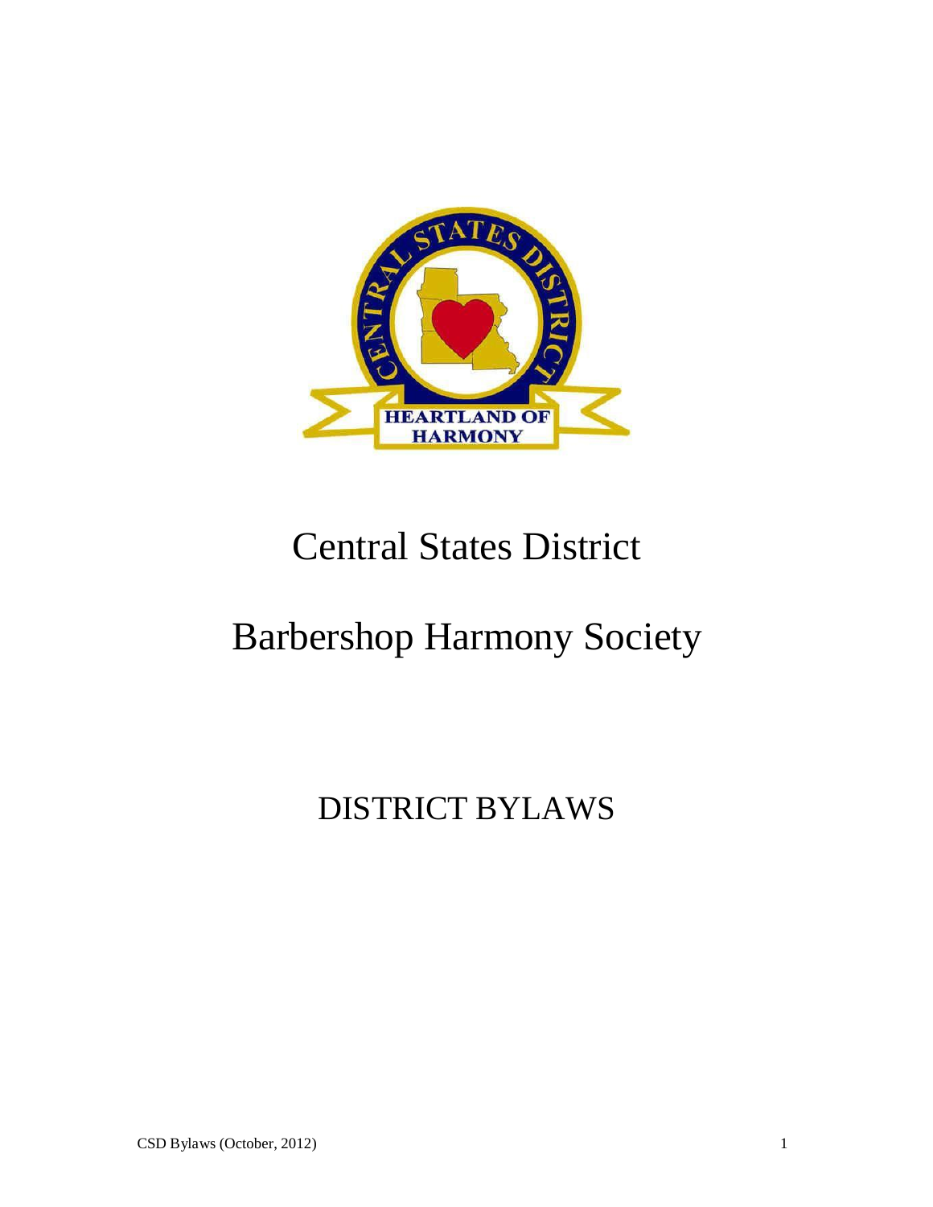# Central States District

# Barbershop Harmony Society

## DISTRICT BYLAWS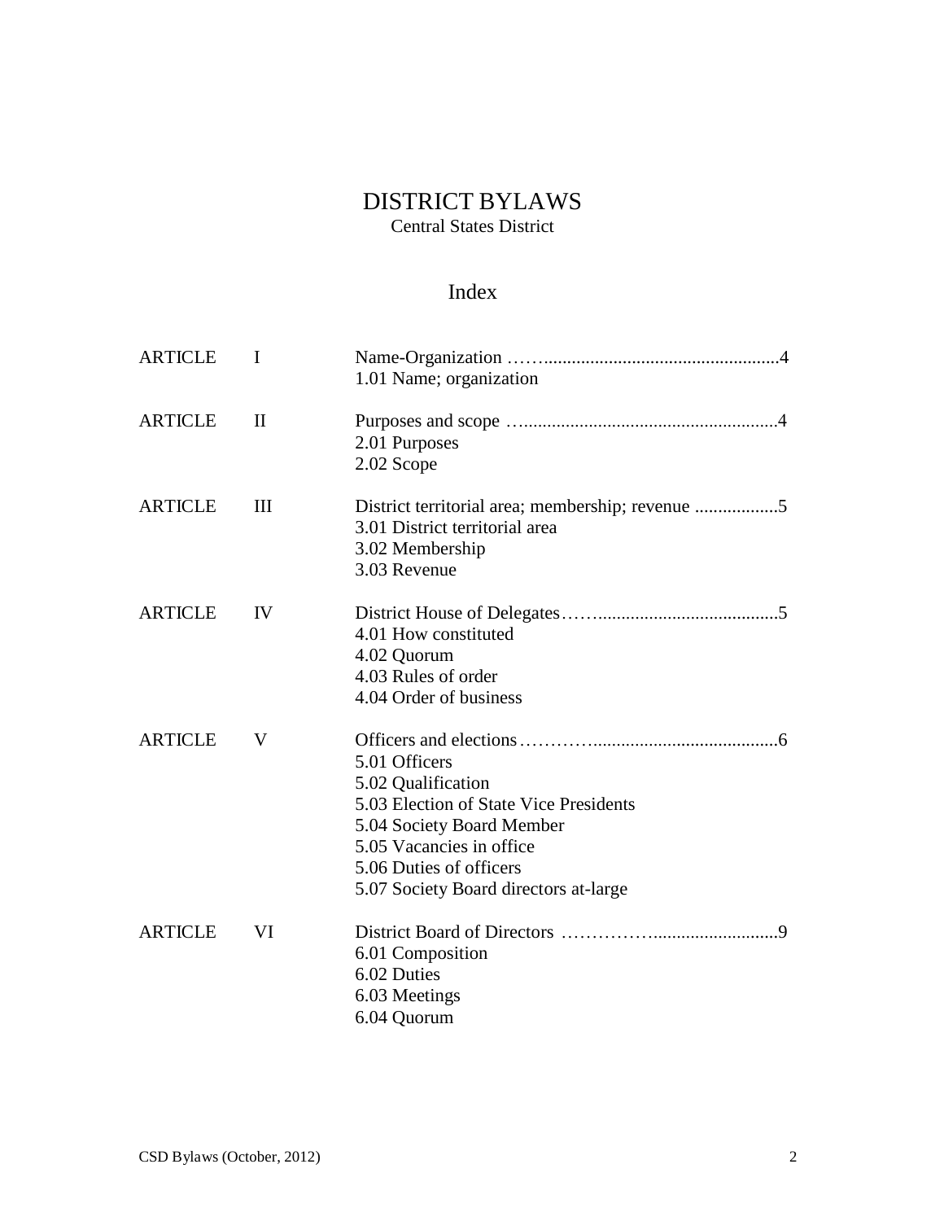# DISTRICT BYLAWS

Central States District

## Index

| ARTICLE | | |
|---|---|---|
| ARTICLE | I | Name-Organization ……..................................................4<br>1.01 Name; organization |
| ARTICLE | II | Purposes and scope …......................................................4<br>2.01 Purposes<br>2.02 Scope |
| ARTICLE | III | District territorial area; membership; revenue ..................5<br>3.01 District territorial area<br>3.02 Membership<br>3.03 Revenue |
| ARTICLE | IV | District House of Delegates……......................................5<br>4.01 How constituted<br>4.02 Quorum<br>4.03 Rules of order<br>4.04 Order of business |
| ARTICLE | V | Officers and elections……………........................................6<br>5.01 Officers<br>5.02 Qualification<br>5.03 Election of State Vice Presidents<br>5.04 Society Board Member<br>5.05 Vacancies in office<br>5.06 Duties of officers<br>5.07 Society Board directors at-large |
| ARTICLE | VI | District Board of Directors ……………...........................9<br>6.01 Composition<br>6.02 Duties<br>6.03 Meetings<br>6.04 Quorum |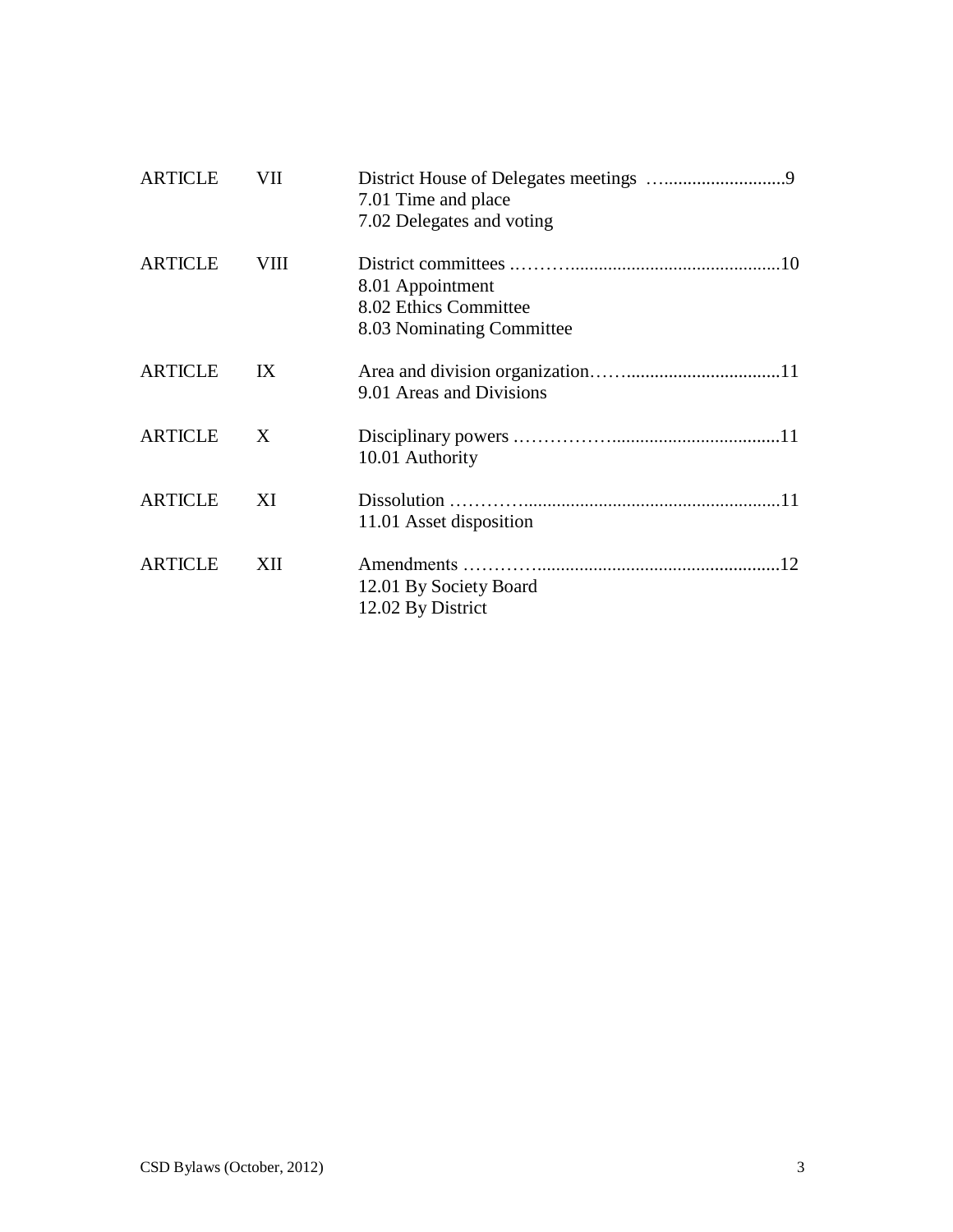| | | | |
|---|---|---|---|
| ARTICLE | VII | District House of Delegates meetings …..........................9<br>7.01 Time and place<br>7.02 Delegates and voting | |
| ARTICLE | VIII | District committees ..……….............................................10<br>8.01 Appointment<br>8.02 Ethics Committee<br>8.03 Nominating Committee | |
| ARTICLE | IX | Area and division organization…….................................11<br>9.01 Areas and Divisions | |
| ARTICLE | X | Disciplinary powers ..……………...................................11<br>10.01 Authority | |
| ARTICLE | XI | Dissolution …………......................................................11<br>11.01 Asset disposition | |
| ARTICLE | XII | Amendments …………...................................................12<br>12.01 By Society Board<br>12.02 By District | |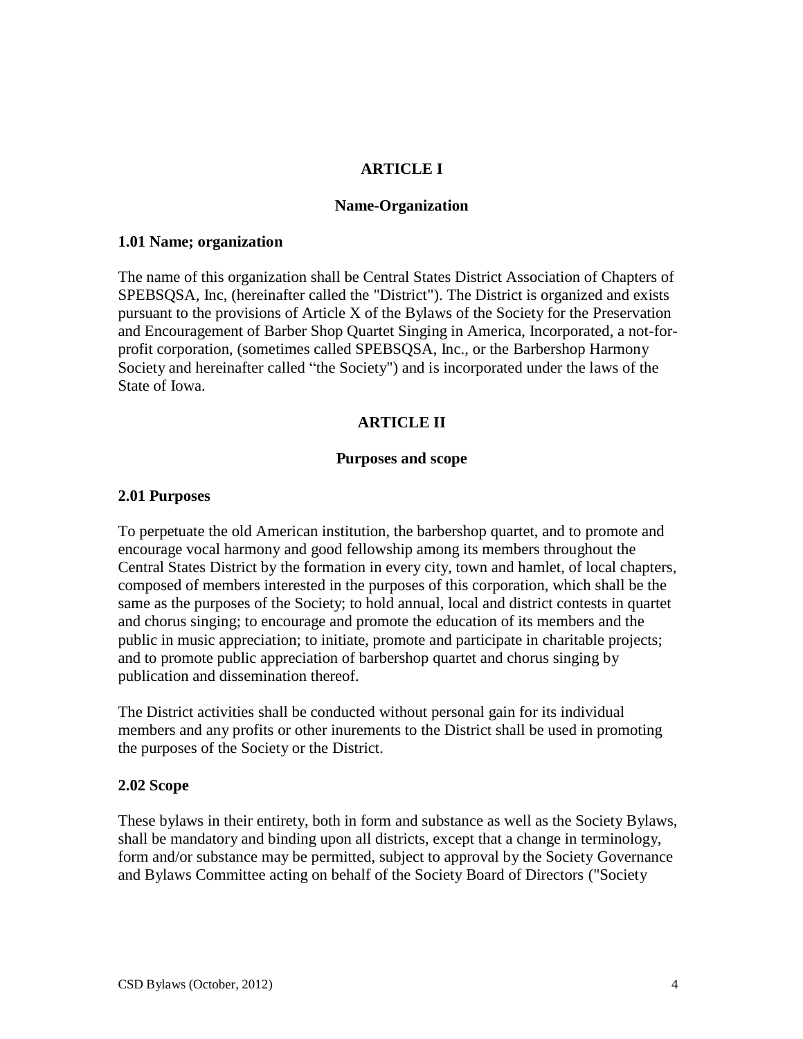# ARTICLE I

## Name-Organization

### 1.01 Name; organization

The name of this organization shall be Central States District Association of Chapters of SPEBSQSA, Inc, (hereinafter called the "District"). The District is organized and exists pursuant to the provisions of Article X of the Bylaws of the Society for the Preservation and Encouragement of Barber Shop Quartet Singing in America, Incorporated, a not-for-profit corporation, (sometimes called SPEBSQSA, Inc., or the Barbershop Harmony Society and hereinafter called "the Society") and is incorporated under the laws of the State of Iowa.

# ARTICLE II

## Purposes and scope

### 2.01 Purposes

To perpetuate the old American institution, the barbershop quartet, and to promote and encourage vocal harmony and good fellowship among its members throughout the Central States District by the formation in every city, town and hamlet, of local chapters, composed of members interested in the purposes of this corporation, which shall be the same as the purposes of the Society; to hold annual, local and district contests in quartet and chorus singing; to encourage and promote the education of its members and the public in music appreciation; to initiate, promote and participate in charitable projects; and to promote public appreciation of barbershop quartet and chorus singing by publication and dissemination thereof.

The District activities shall be conducted without personal gain for its individual members and any profits or other inurements to the District shall be used in promoting the purposes of the Society or the District.

### 2.02 Scope

These bylaws in their entirety, both in form and substance as well as the Society Bylaws, shall be mandatory and binding upon all districts, except that a change in terminology, form and/or substance may be permitted, subject to approval by the Society Governance and Bylaws Committee acting on behalf of the Society Board of Directors ("Society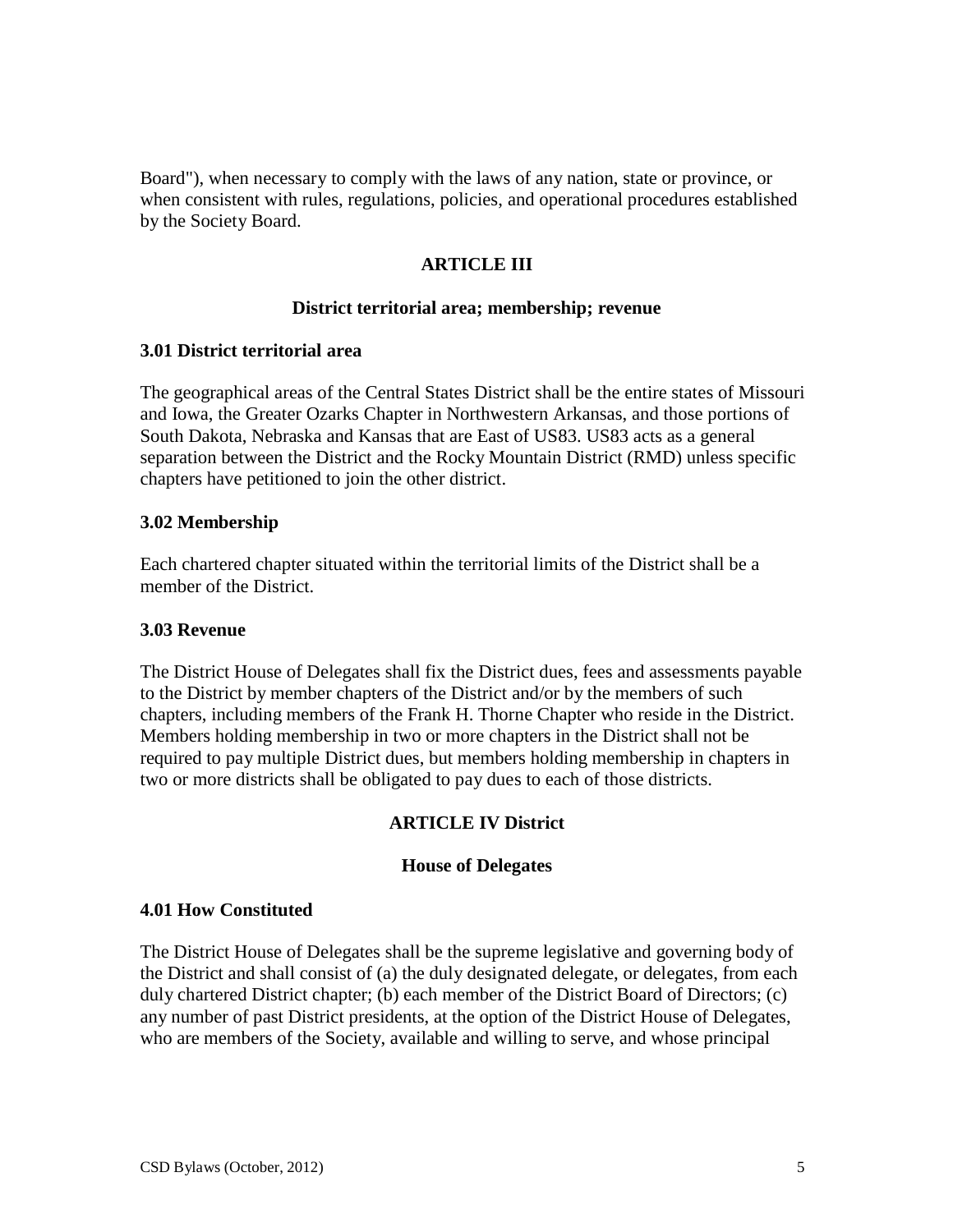Board"), when necessary to comply with the laws of any nation, state or province, or when consistent with rules, regulations, policies, and operational procedures established by the Society Board.

## ARTICLE III

### District territorial area; membership; revenue

**3.01 District territorial area**

The geographical areas of the Central States District shall be the entire states of Missouri and Iowa, the Greater Ozarks Chapter in Northwestern Arkansas, and those portions of South Dakota, Nebraska and Kansas that are East of US83. US83 acts as a general separation between the District and the Rocky Mountain District (RMD) unless specific chapters have petitioned to join the other district.

**3.02 Membership**

Each chartered chapter situated within the territorial limits of the District shall be a member of the District.

**3.03 Revenue**

The District House of Delegates shall fix the District dues, fees and assessments payable to the District by member chapters of the District and/or by the members of such chapters, including members of the Frank H. Thorne Chapter who reside in the District. Members holding membership in two or more chapters in the District shall not be required to pay multiple District dues, but members holding membership in chapters in two or more districts shall be obligated to pay dues to each of those districts.

## ARTICLE IV District

### House of Delegates

**4.01 How Constituted**

The District House of Delegates shall be the supreme legislative and governing body of the District and shall consist of (a) the duly designated delegate, or delegates, from each duly chartered District chapter; (b) each member of the District Board of Directors; (c) any number of past District presidents, at the option of the District House of Delegates, who are members of the Society, available and willing to serve, and whose principal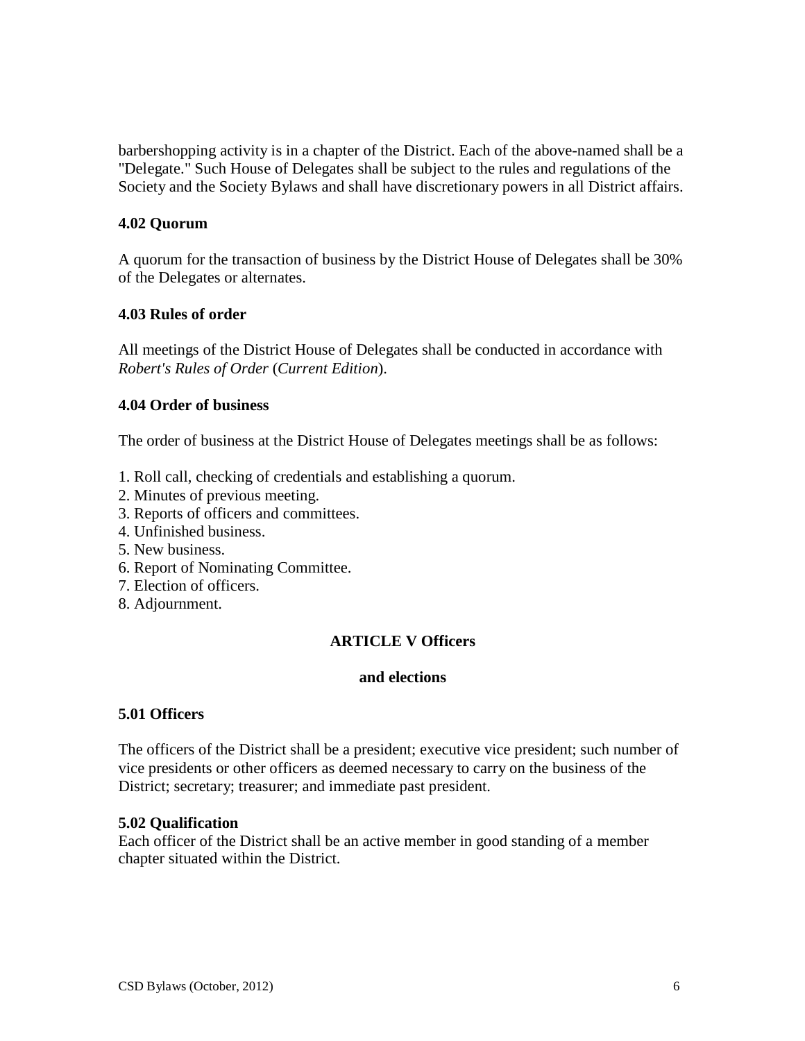barbershopping activity is in a chapter of the District. Each of the above-named shall be a "Delegate." Such House of Delegates shall be subject to the rules and regulations of the Society and the Society Bylaws and shall have discretionary powers in all District affairs.

### 4.02 Quorum

A quorum for the transaction of business by the District House of Delegates shall be 30% of the Delegates or alternates.

### 4.03 Rules of order

All meetings of the District House of Delegates shall be conducted in accordance with *Robert's Rules of Order* (*Current Edition*).

### 4.04 Order of business

The order of business at the District House of Delegates meetings shall be as follows:

1. Roll call, checking of credentials and establishing a quorum.
2. Minutes of previous meeting.
3. Reports of officers and committees.
4. Unfinished business.
5. New business.
6. Report of Nominating Committee.
7. Election of officers.
8. Adjournment.

## ARTICLE V Officers and elections

### 5.01 Officers

The officers of the District shall be a president; executive vice president; such number of vice presidents or other officers as deemed necessary to carry on the business of the District; secretary; treasurer; and immediate past president.

### 5.02 Qualification

Each officer of the District shall be an active member in good standing of a member chapter situated within the District.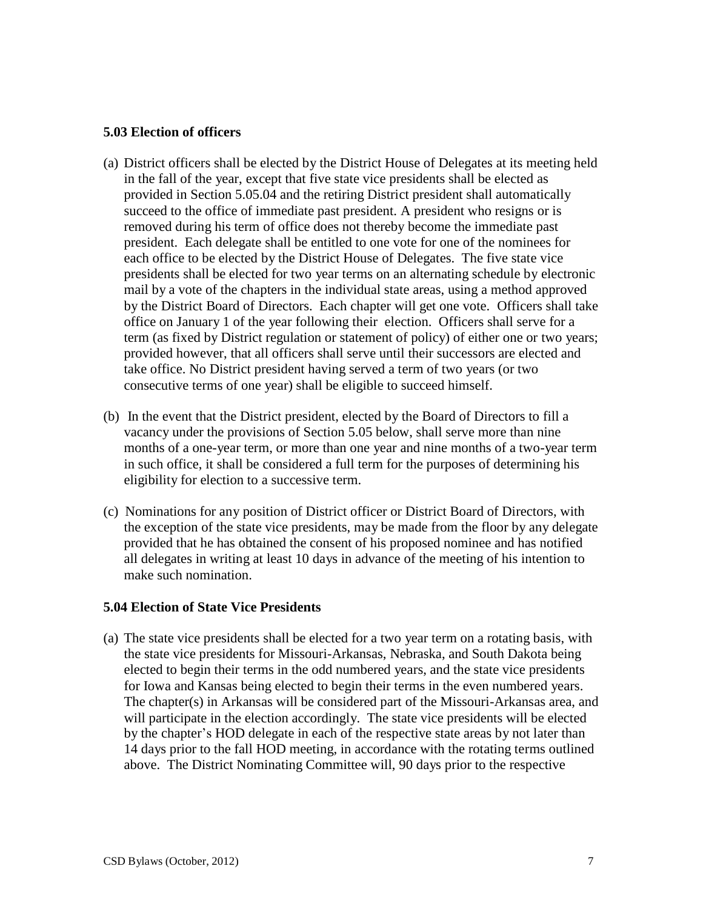**5.03 Election of officers**

(a) District officers shall be elected by the District House of Delegates at its meeting held in the fall of the year, except that five state vice presidents shall be elected as provided in Section 5.05.04 and the retiring District president shall automatically succeed to the office of immediate past president. A president who resigns or is removed during his term of office does not thereby become the immediate past president. Each delegate shall be entitled to one vote for one of the nominees for each office to be elected by the District House of Delegates. The five state vice presidents shall be elected for two year terms on an alternating schedule by electronic mail by a vote of the chapters in the individual state areas, using a method approved by the District Board of Directors. Each chapter will get one vote. Officers shall take office on January 1 of the year following their election. Officers shall serve for a term (as fixed by District regulation or statement of policy) of either one or two years; provided however, that all officers shall serve until their successors are elected and take office. No District president having served a term of two years (or two consecutive terms of one year) shall be eligible to succeed himself.

(b) In the event that the District president, elected by the Board of Directors to fill a vacancy under the provisions of Section 5.05 below, shall serve more than nine months of a one-year term, or more than one year and nine months of a two-year term in such office, it shall be considered a full term for the purposes of determining his eligibility for election to a successive term.

(c) Nominations for any position of District officer or District Board of Directors, with the exception of the state vice presidents, may be made from the floor by any delegate provided that he has obtained the consent of his proposed nominee and has notified all delegates in writing at least 10 days in advance of the meeting of his intention to make such nomination.

**5.04 Election of State Vice Presidents**

(a) The state vice presidents shall be elected for a two year term on a rotating basis, with the state vice presidents for Missouri-Arkansas, Nebraska, and South Dakota being elected to begin their terms in the odd numbered years, and the state vice presidents for Iowa and Kansas being elected to begin their terms in the even numbered years. The chapter(s) in Arkansas will be considered part of the Missouri-Arkansas area, and will participate in the election accordingly. The state vice presidents will be elected by the chapter's HOD delegate in each of the respective state areas by not later than 14 days prior to the fall HOD meeting, in accordance with the rotating terms outlined above. The District Nominating Committee will, 90 days prior to the respective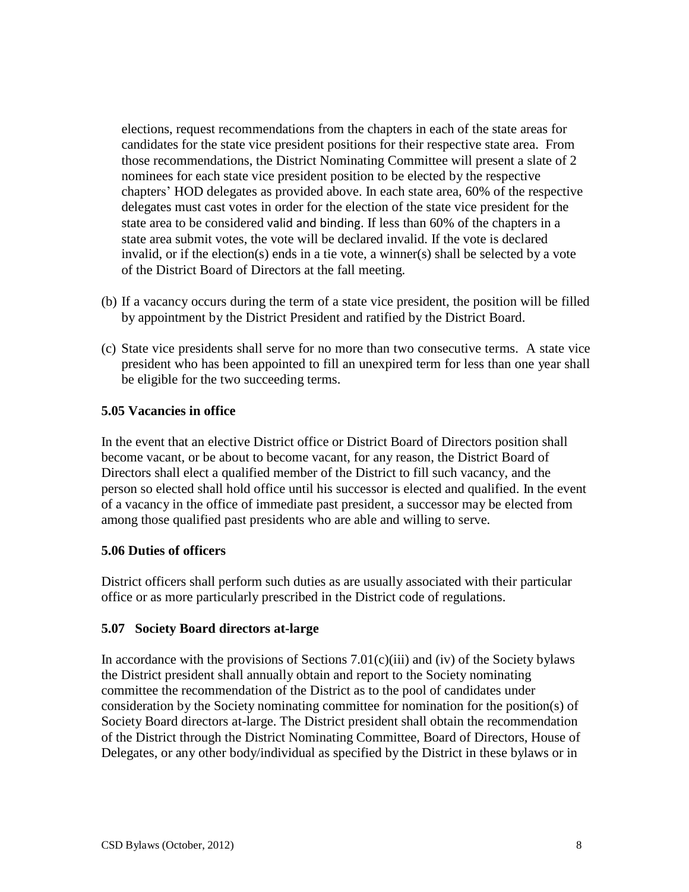elections, request recommendations from the chapters in each of the state areas for candidates for the state vice president positions for their respective state area. From those recommendations, the District Nominating Committee will present a slate of 2 nominees for each state vice president position to be elected by the respective chapters' HOD delegates as provided above. In each state area, 60% of the respective delegates must cast votes in order for the election of the state vice president for the state area to be considered valid and binding. If less than 60% of the chapters in a state area submit votes, the vote will be declared invalid. If the vote is declared invalid, or if the election(s) ends in a tie vote, a winner(s) shall be selected by a vote of the District Board of Directors at the fall meeting.

(b) If a vacancy occurs during the term of a state vice president, the position will be filled by appointment by the District President and ratified by the District Board.

(c) State vice presidents shall serve for no more than two consecutive terms. A state vice president who has been appointed to fill an unexpired term for less than one year shall be eligible for the two succeeding terms.

### 5.05 Vacancies in office

In the event that an elective District office or District Board of Directors position shall become vacant, or be about to become vacant, for any reason, the District Board of Directors shall elect a qualified member of the District to fill such vacancy, and the person so elected shall hold office until his successor is elected and qualified. In the event of a vacancy in the office of immediate past president, a successor may be elected from among those qualified past presidents who are able and willing to serve.

### 5.06 Duties of officers

District officers shall perform such duties as are usually associated with their particular office or as more particularly prescribed in the District code of regulations.

### 5.07 Society Board directors at-large

In accordance with the provisions of Sections 7.01(c)(iii) and (iv) of the Society bylaws the District president shall annually obtain and report to the Society nominating committee the recommendation of the District as to the pool of candidates under consideration by the Society nominating committee for nomination for the position(s) of Society Board directors at-large. The District president shall obtain the recommendation of the District through the District Nominating Committee, Board of Directors, House of Delegates, or any other body/individual as specified by the District in these bylaws or in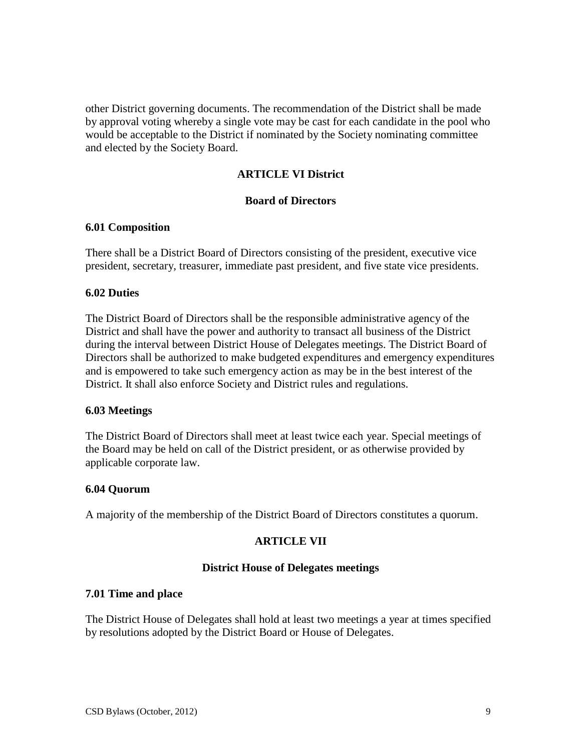other District governing documents. The recommendation of the District shall be made by approval voting whereby a single vote may be cast for each candidate in the pool who would be acceptable to the District if nominated by the Society nominating committee and elected by the Society Board.

## ARTICLE VI District

## Board of Directors

### 6.01 Composition

There shall be a District Board of Directors consisting of the president, executive vice president, secretary, treasurer, immediate past president, and five state vice presidents.

### 6.02 Duties

The District Board of Directors shall be the responsible administrative agency of the District and shall have the power and authority to transact all business of the District during the interval between District House of Delegates meetings. The District Board of Directors shall be authorized to make budgeted expenditures and emergency expenditures and is empowered to take such emergency action as may be in the best interest of the District. It shall also enforce Society and District rules and regulations.

### 6.03 Meetings

The District Board of Directors shall meet at least twice each year. Special meetings of the Board may be held on call of the District president, or as otherwise provided by applicable corporate law.

### 6.04 Quorum

A majority of the membership of the District Board of Directors constitutes a quorum.

## ARTICLE VII

## District House of Delegates meetings

### 7.01 Time and place

The District House of Delegates shall hold at least two meetings a year at times specified by resolutions adopted by the District Board or House of Delegates.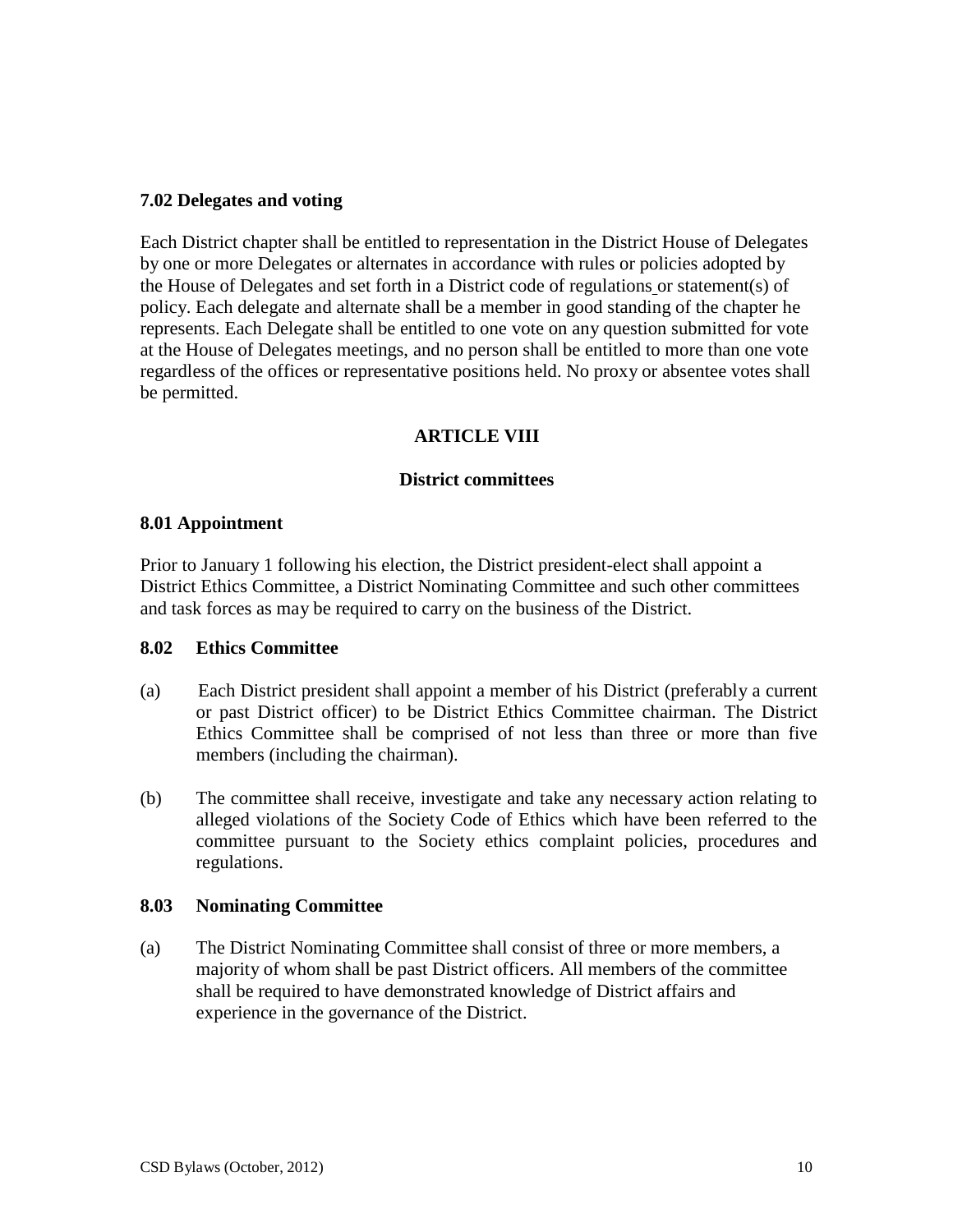**7.02 Delegates and voting**

Each District chapter shall be entitled to representation in the District House of Delegates by one or more Delegates or alternates in accordance with rules or policies adopted by the House of Delegates and set forth in a District code of regulations or statement(s) of policy. Each delegate and alternate shall be a member in good standing of the chapter he represents. Each Delegate shall be entitled to one vote on any question submitted for vote at the House of Delegates meetings, and no person shall be entitled to more than one vote regardless of the offices or representative positions held. No proxy or absentee votes shall be permitted.

## ARTICLE VIII

### District committees

**8.01 Appointment**

Prior to January 1 following his election, the District president-elect shall appoint a District Ethics Committee, a District Nominating Committee and such other committees and task forces as may be required to carry on the business of the District.

**8.02 Ethics Committee**

(a) Each District president shall appoint a member of his District (preferably a current or past District officer) to be District Ethics Committee chairman. The District Ethics Committee shall be comprised of not less than three or more than five members (including the chairman).

(b) The committee shall receive, investigate and take any necessary action relating to alleged violations of the Society Code of Ethics which have been referred to the committee pursuant to the Society ethics complaint policies, procedures and regulations.

**8.03 Nominating Committee**

(a) The District Nominating Committee shall consist of three or more members, a majority of whom shall be past District officers. All members of the committee shall be required to have demonstrated knowledge of District affairs and experience in the governance of the District.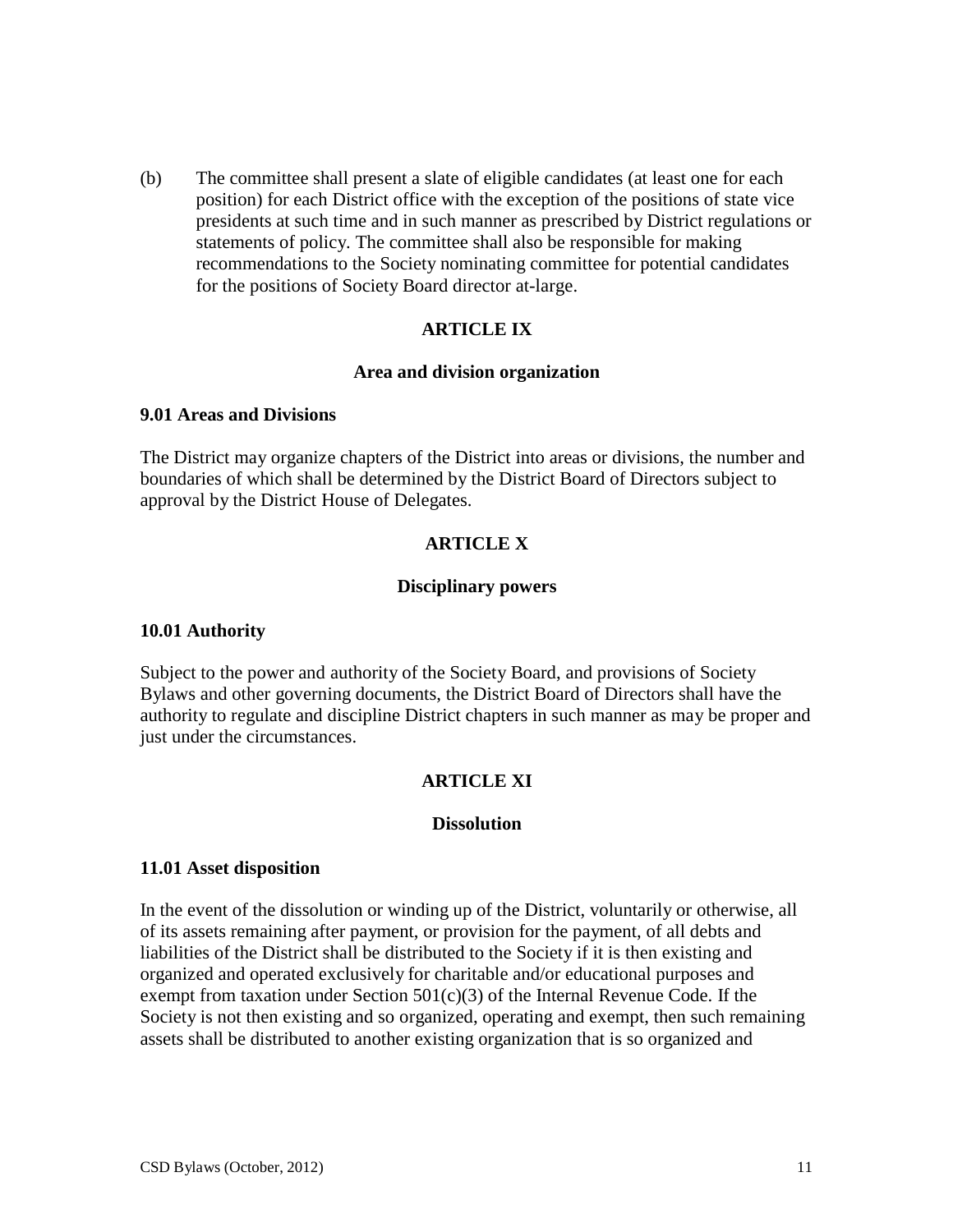(b) The committee shall present a slate of eligible candidates (at least one for each position) for each District office with the exception of the positions of state vice presidents at such time and in such manner as prescribed by District regulations or statements of policy. The committee shall also be responsible for making recommendations to the Society nominating committee for potential candidates for the positions of Society Board director at-large.

## ARTICLE IX

### Area and division organization

**9.01 Areas and Divisions**

The District may organize chapters of the District into areas or divisions, the number and boundaries of which shall be determined by the District Board of Directors subject to approval by the District House of Delegates.

## ARTICLE X

### Disciplinary powers

**10.01 Authority**

Subject to the power and authority of the Society Board, and provisions of Society Bylaws and other governing documents, the District Board of Directors shall have the authority to regulate and discipline District chapters in such manner as may be proper and just under the circumstances.

## ARTICLE XI

### Dissolution

**11.01 Asset disposition**

In the event of the dissolution or winding up of the District, voluntarily or otherwise, all of its assets remaining after payment, or provision for the payment, of all debts and liabilities of the District shall be distributed to the Society if it is then existing and organized and operated exclusively for charitable and/or educational purposes and exempt from taxation under Section 501(c)(3) of the Internal Revenue Code. If the Society is not then existing and so organized, operating and exempt, then such remaining assets shall be distributed to another existing organization that is so organized and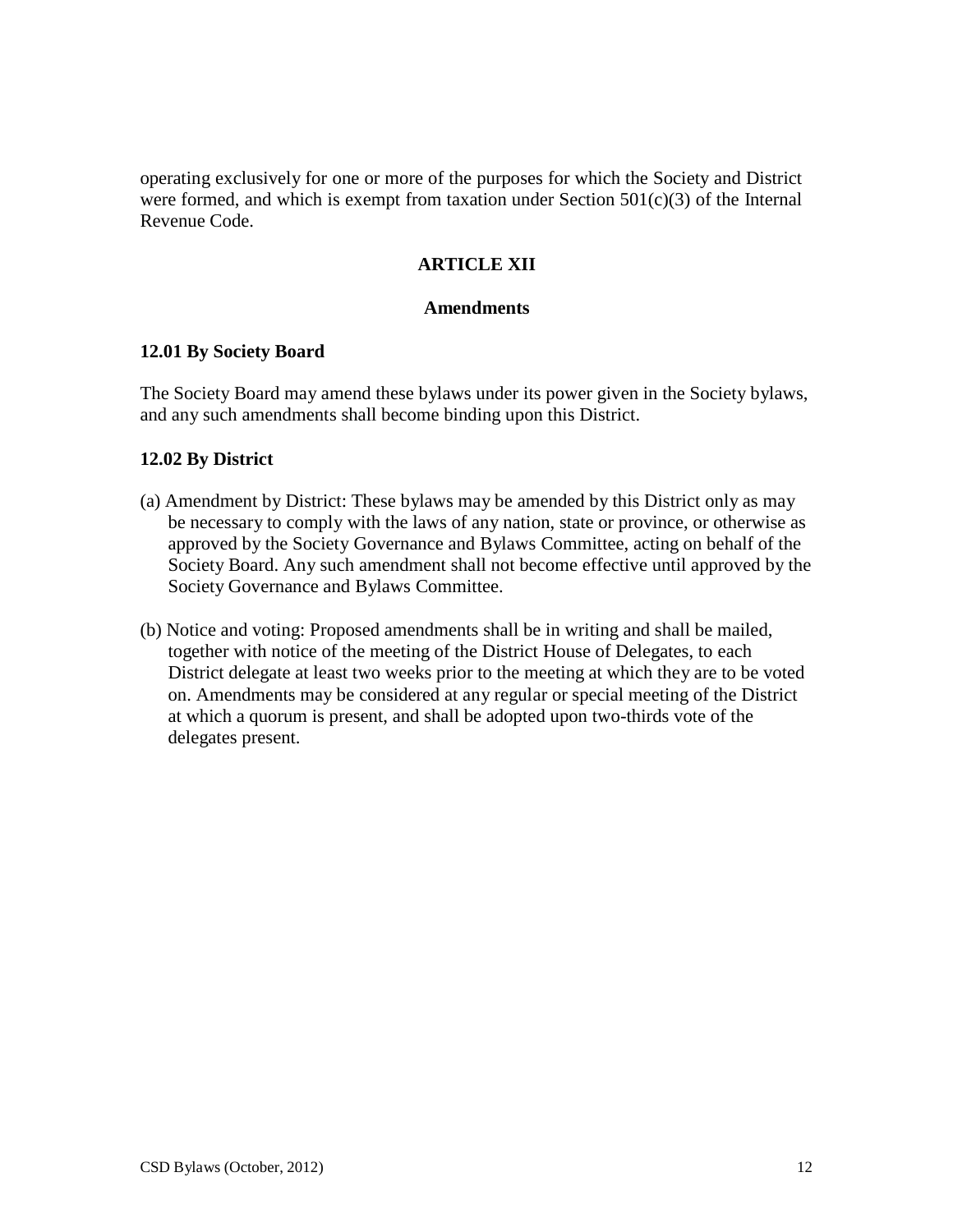operating exclusively for one or more of the purposes for which the Society and District were formed, and which is exempt from taxation under Section 501(c)(3) of the Internal Revenue Code.

## ARTICLE XII

## Amendments

### 12.01 By Society Board

The Society Board may amend these bylaws under its power given in the Society bylaws, and any such amendments shall become binding upon this District.

### 12.02 By District

(a) Amendment by District: These bylaws may be amended by this District only as may be necessary to comply with the laws of any nation, state or province, or otherwise as approved by the Society Governance and Bylaws Committee, acting on behalf of the Society Board. Any such amendment shall not become effective until approved by the Society Governance and Bylaws Committee.

(b) Notice and voting: Proposed amendments shall be in writing and shall be mailed, together with notice of the meeting of the District House of Delegates, to each District delegate at least two weeks prior to the meeting at which they are to be voted on. Amendments may be considered at any regular or special meeting of the District at which a quorum is present, and shall be adopted upon two-thirds vote of the delegates present.